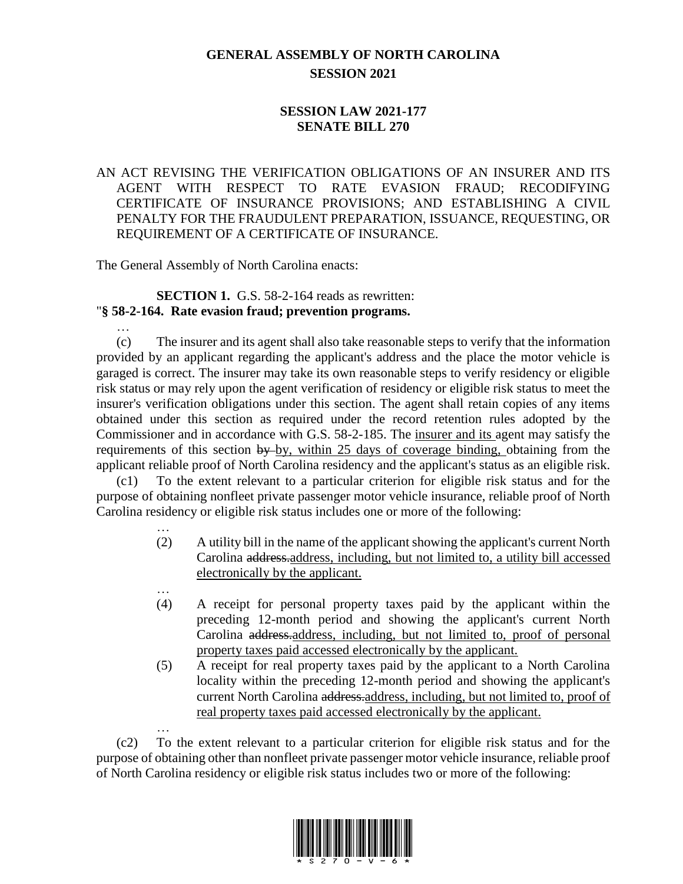# GENERAL ASSEMBLY OF NORTH CAROLINA
## SESSION 2021

### SESSION LAW 2021-177
### SENATE BILL 270

AN ACT REVISING THE VERIFICATION OBLIGATIONS OF AN INSURER AND ITS AGENT WITH RESPECT TO RATE EVASION FRAUD; RECODIFYING CERTIFICATE OF INSURANCE PROVISIONS; AND ESTABLISHING A CIVIL PENALTY FOR THE FRAUDULENT PREPARATION, ISSUANCE, REQUESTING, OR REQUIREMENT OF A CERTIFICATE OF INSURANCE.

The General Assembly of North Carolina enacts:

**SECTION 1.** G.S. 58-2-164 reads as rewritten:

"**§ 58-2-164. Rate evasion fraud; prevention programs.**

…

(c) The insurer and its agent shall also take reasonable steps to verify that the information provided by an applicant regarding the applicant's address and the place the motor vehicle is garaged is correct. The insurer may take its own reasonable steps to verify residency or eligible risk status or may rely upon the agent verification of residency or eligible risk status to meet the insurer's verification obligations under this section. The agent shall retain copies of any items obtained under this section as required under the record retention rules adopted by the Commissioner and in accordance with G.S. 58-2-185. The <u>insurer and its</u> agent may satisfy the requirements of this section ~~by~~ <u>by, within 25 days of coverage binding,</u> obtaining from the applicant reliable proof of North Carolina residency and the applicant's status as an eligible risk.

(c1) To the extent relevant to a particular criterion for eligible risk status and for the purpose of obtaining nonfleet private passenger motor vehicle insurance, reliable proof of North Carolina residency or eligible risk status includes one or more of the following:

…

(2) A utility bill in the name of the applicant showing the applicant's current North Carolina ~~address.~~<u>address, including, but not limited to, a utility bill accessed electronically by the applicant.</u>

…

(4) A receipt for personal property taxes paid by the applicant within the preceding 12-month period and showing the applicant's current North Carolina ~~address.~~<u>address, including, but not limited to, proof of personal property taxes paid accessed electronically by the applicant.</u>

(5) A receipt for real property taxes paid by the applicant to a North Carolina locality within the preceding 12-month period and showing the applicant's current North Carolina ~~address.~~<u>address, including, but not limited to, proof of real property taxes paid accessed electronically by the applicant.</u>

…

(c2) To the extent relevant to a particular criterion for eligible risk status and for the purpose of obtaining other than nonfleet private passenger motor vehicle insurance, reliable proof of North Carolina residency or eligible risk status includes two or more of the following: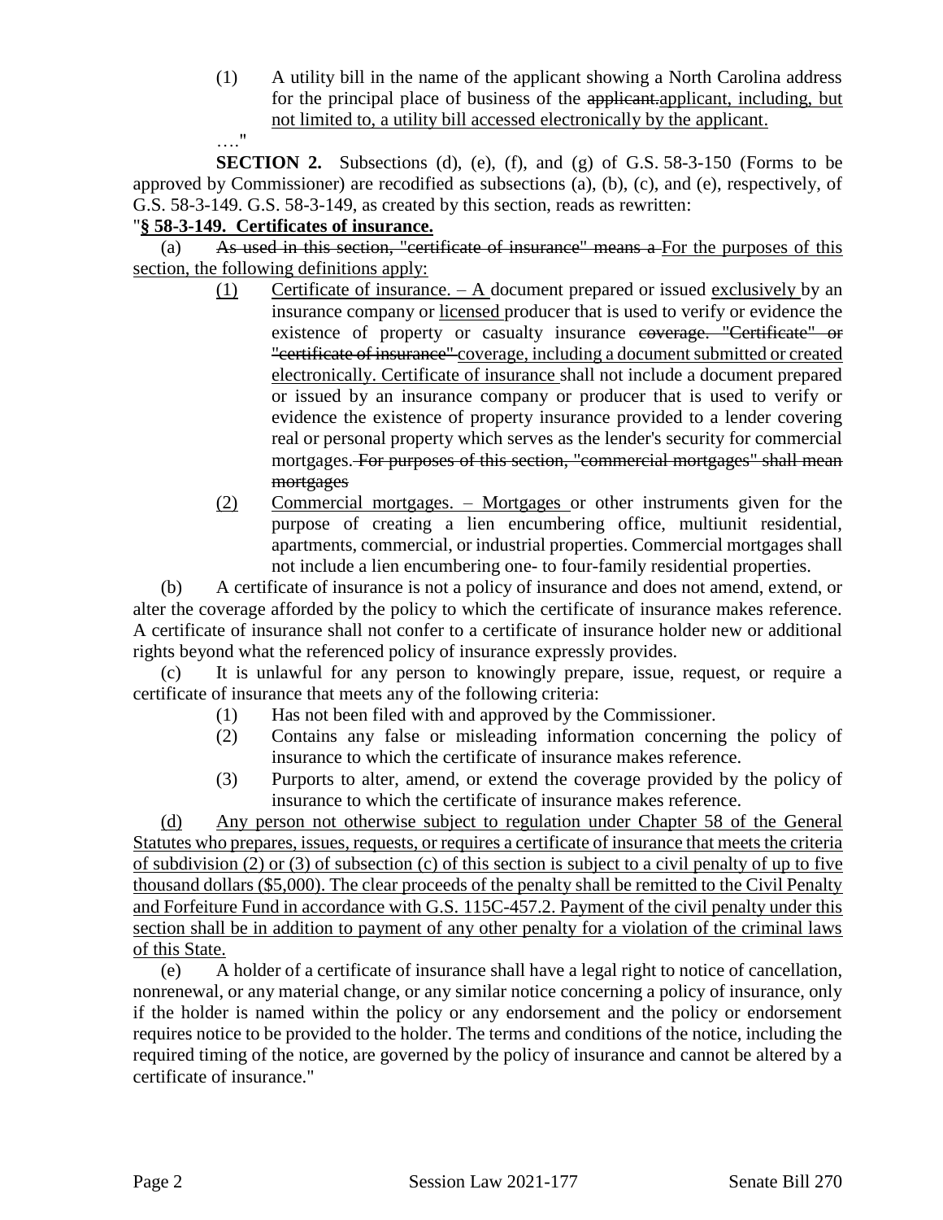(1) A utility bill in the name of the applicant showing a North Carolina address for the principal place of business of the ~~applicant.~~applicant, including, but not limited to, a utility bill accessed electronically by the applicant.

…."

**SECTION 2.** Subsections (d), (e), (f), and (g) of G.S. 58-3-150 (Forms to be approved by Commissioner) are recodified as subsections (a), (b), (c), and (e), respectively, of G.S. 58-3-149. G.S. 58-3-149, as created by this section, reads as rewritten:

"**§ 58-3-149. Certificates of insurance.**

(a) ~~As used in this section, "certificate of insurance" means a~~ For the purposes of this section, the following definitions apply:

(1) Certificate of insurance. – A document prepared or issued exclusively by an insurance company or licensed producer that is used to verify or evidence the existence of property or casualty insurance ~~coverage. "Certificate" or "certificate of insurance"~~ coverage, including a document submitted or created electronically. Certificate of insurance shall not include a document prepared or issued by an insurance company or producer that is used to verify or evidence the existence of property insurance provided to a lender covering real or personal property which serves as the lender's security for commercial mortgages. ~~For purposes of this section, "commercial mortgages" shall mean mortgages~~

(2) Commercial mortgages. – Mortgages or other instruments given for the purpose of creating a lien encumbering office, multiunit residential, apartments, commercial, or industrial properties. Commercial mortgages shall not include a lien encumbering one- to four-family residential properties.

(b) A certificate of insurance is not a policy of insurance and does not amend, extend, or alter the coverage afforded by the policy to which the certificate of insurance makes reference. A certificate of insurance shall not confer to a certificate of insurance holder new or additional rights beyond what the referenced policy of insurance expressly provides.

(c) It is unlawful for any person to knowingly prepare, issue, request, or require a certificate of insurance that meets any of the following criteria:

(1) Has not been filed with and approved by the Commissioner.

(2) Contains any false or misleading information concerning the policy of insurance to which the certificate of insurance makes reference.

(3) Purports to alter, amend, or extend the coverage provided by the policy of insurance to which the certificate of insurance makes reference.

(d) Any person not otherwise subject to regulation under Chapter 58 of the General Statutes who prepares, issues, requests, or requires a certificate of insurance that meets the criteria of subdivision (2) or (3) of subsection (c) of this section is subject to a civil penalty of up to five thousand dollars ($5,000). The clear proceeds of the penalty shall be remitted to the Civil Penalty and Forfeiture Fund in accordance with G.S. 115C-457.2. Payment of the civil penalty under this section shall be in addition to payment of any other penalty for a violation of the criminal laws of this State.

(e) A holder of a certificate of insurance shall have a legal right to notice of cancellation, nonrenewal, or any material change, or any similar notice concerning a policy of insurance, only if the holder is named within the policy or any endorsement and the policy or endorsement requires notice to be provided to the holder. The terms and conditions of the notice, including the required timing of the notice, are governed by the policy of insurance and cannot be altered by a certificate of insurance."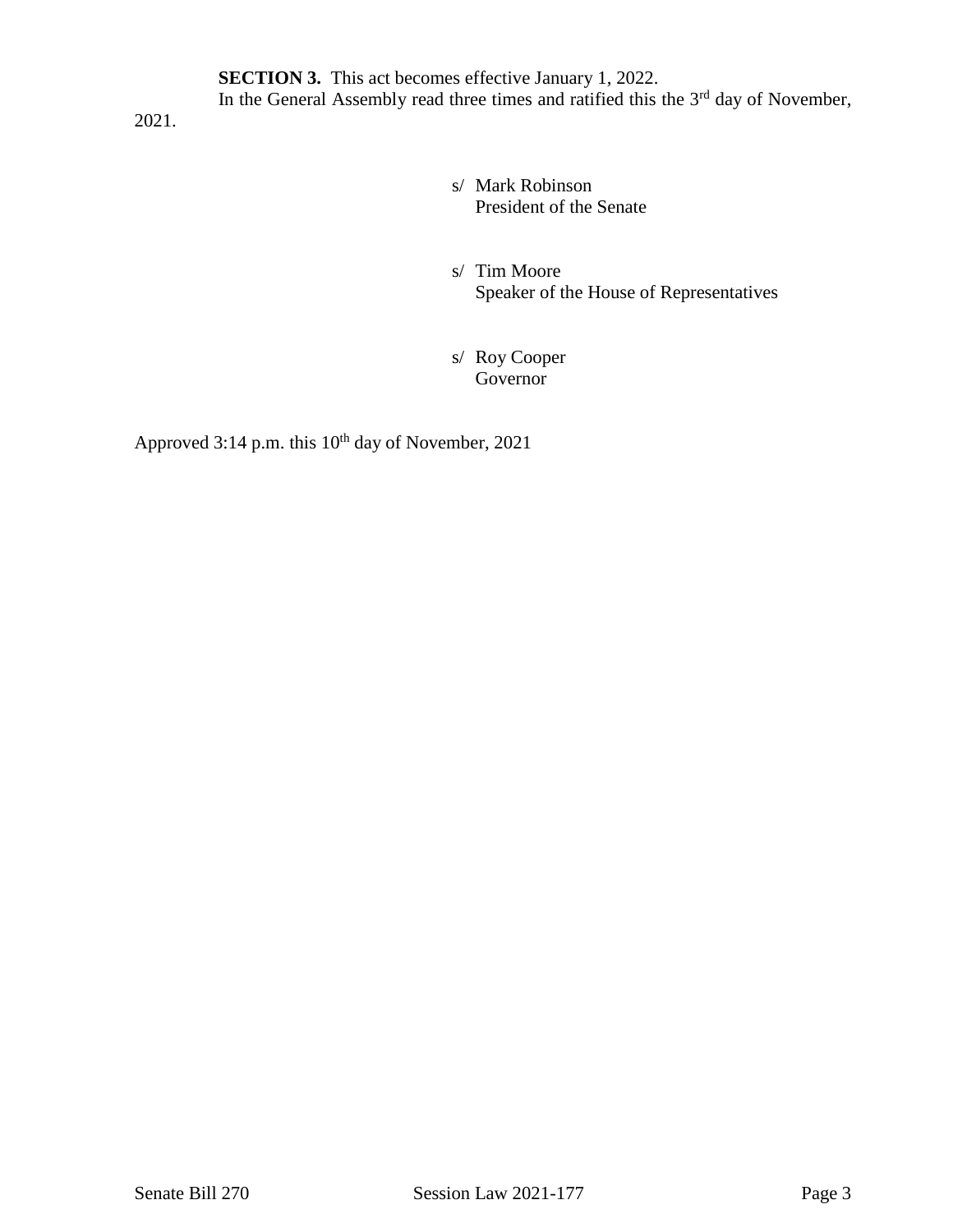**SECTION 3.** This act becomes effective January 1, 2022.

In the General Assembly read three times and ratified this the 3rd day of November, 2021.

s/ Mark Robinson
President of the Senate

s/ Tim Moore
Speaker of the House of Representatives

s/ Roy Cooper
Governor

Approved 3:14 p.m. this 10th day of November, 2021